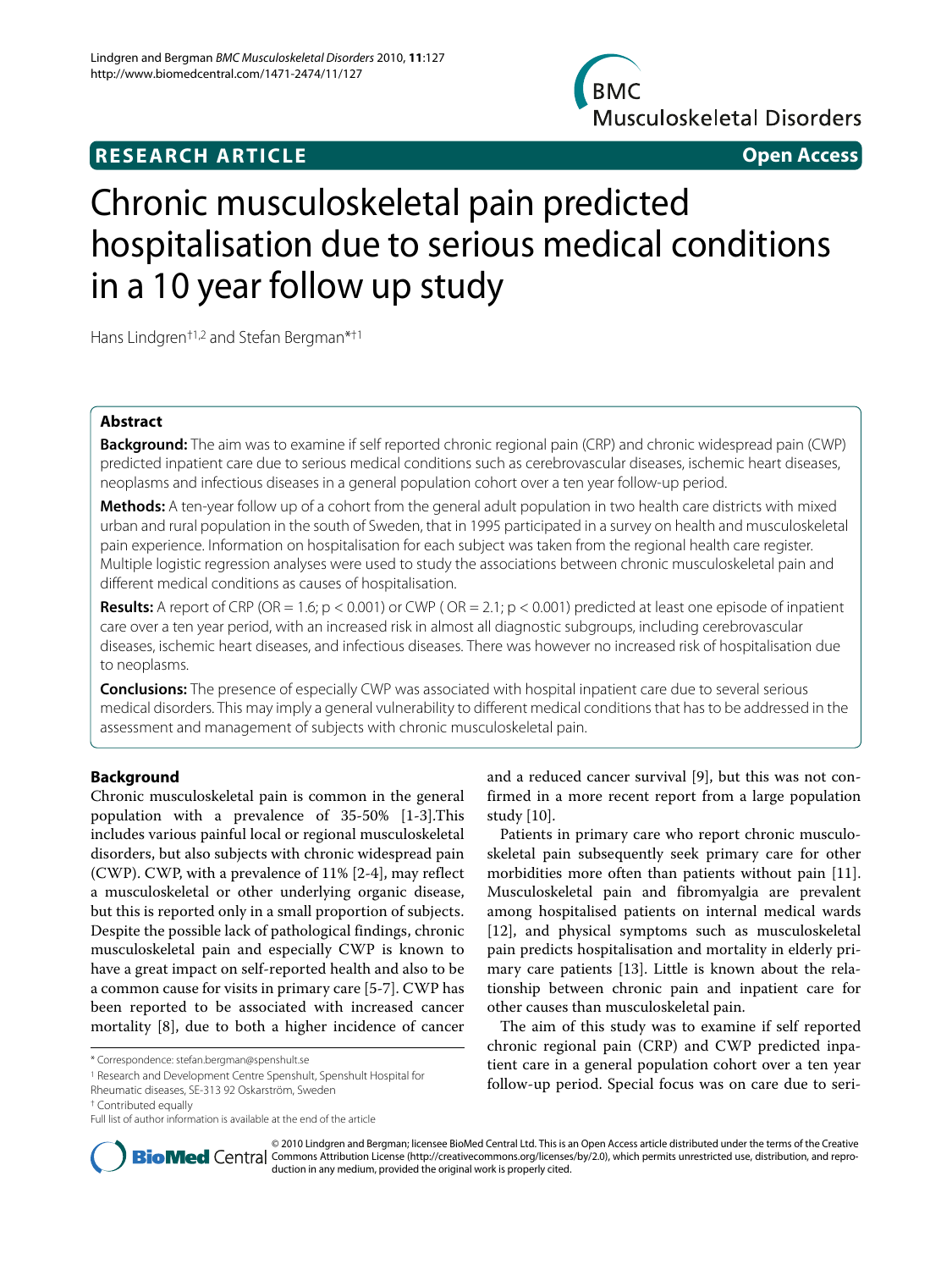**RESEARCH ARTICLE** **Open Access**

# Chronic musculoskeletal pain predicted hospitalisation due to serious medical conditions in a 10 year follow up study

Hans Lindgren†[1,2] and Stefan Bergman*†[1]

## Abstract

**Background:** The aim was to examine if self reported chronic regional pain (CRP) and chronic widespread pain (CWP) predicted inpatient care due to serious medical conditions such as cerebrovascular diseases, ischemic heart diseases, neoplasms and infectious diseases in a general population cohort over a ten year follow-up period.

**Methods:** A ten-year follow up of a cohort from the general adult population in two health care districts with mixed urban and rural population in the south of Sweden, that in 1995 participated in a survey on health and musculoskeletal pain experience. Information on hospitalisation for each subject was taken from the regional health care register. Multiple logistic regression analyses were used to study the associations between chronic musculoskeletal pain and different medical conditions as causes of hospitalisation.

**Results:** A report of CRP (OR = 1.6; $p < 0.001$) or CWP ( OR = 2.1; $p < 0.001$) predicted at least one episode of inpatient care over a ten year period, with an increased risk in almost all diagnostic subgroups, including cerebrovascular diseases, ischemic heart diseases, and infectious diseases. There was however no increased risk of hospitalisation due to neoplasms.

**Conclusions:** The presence of especially CWP was associated with hospital inpatient care due to several serious medical disorders. This may imply a general vulnerability to different medical conditions that has to be addressed in the assessment and management of subjects with chronic musculoskeletal pain.

## Background

Chronic musculoskeletal pain is common in the general population with a prevalence of 35-50% [1-3].This includes various painful local or regional musculoskeletal disorders, but also subjects with chronic widespread pain (CWP). CWP, with a prevalence of 11% [2-4], may reflect a musculoskeletal or other underlying organic disease, but this is reported only in a small proportion of subjects. Despite the possible lack of pathological findings, chronic musculoskeletal pain and especially CWP is known to have a great impact on self-reported health and also to be a common cause for visits in primary care [5-7]. CWP has been reported to be associated with increased cancer mortality [8], due to both a higher incidence of cancer and a reduced cancer survival [9], but this was not confirmed in a more recent report from a large population study [10].

Patients in primary care who report chronic musculoskeletal pain subsequently seek primary care for other morbidities more often than patients without pain [11]. Musculoskeletal pain and fibromyalgia are prevalent among hospitalised patients on internal medical wards [12], and physical symptoms such as musculoskeletal pain predicts hospitalisation and mortality in elderly primary care patients [13]. Little is known about the relationship between chronic pain and inpatient care for other causes than musculoskeletal pain.

The aim of this study was to examine if self reported chronic regional pain (CRP) and CWP predicted inpatient care in a general population cohort over a ten year follow-up period. Special focus was on care due to seri-

\* Correspondence: stefan.bergman@spenshult.se

[1] Research and Development Centre Spenshult, Spenshult Hospital for Rheumatic diseases, SE-313 92 Oskarström, Sweden

† Contributed equally

Full list of author information is available at the end of the article

© 2010 Lindgren and Bergman; licensee BioMed Central Ltd. This is an Open Access article distributed under the terms of the Creative Commons Attribution License (http://creativecommons.org/licenses/by/2.0), which permits unrestricted use, distribution, and reproduction in any medium, provided the original work is properly cited.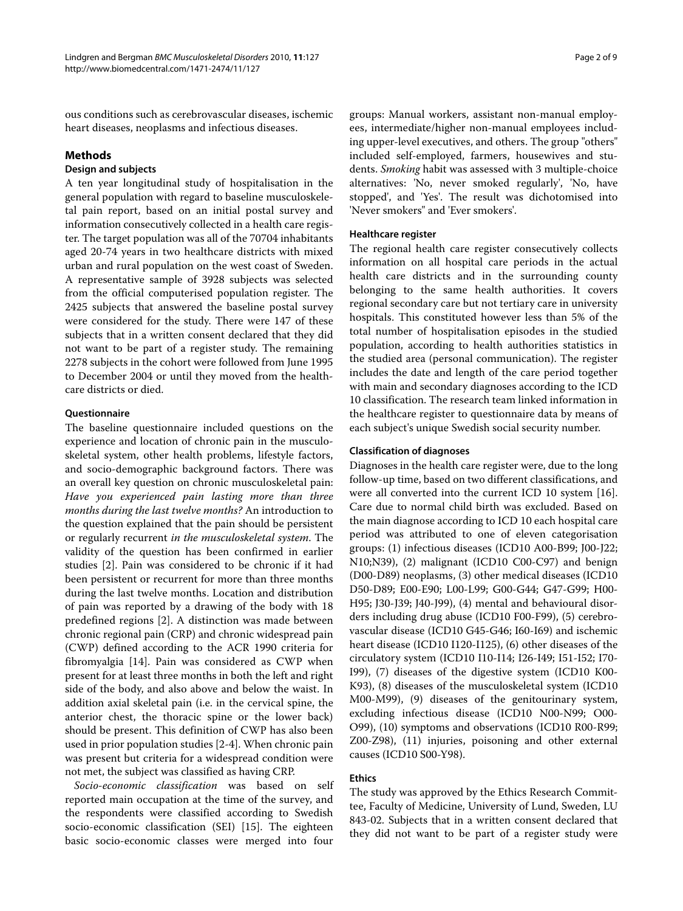ous conditions such as cerebrovascular diseases, ischemic heart diseases, neoplasms and infectious diseases.

## Methods

### Design and subjects

A ten year longitudinal study of hospitalisation in the general population with regard to baseline musculoskeletal pain report, based on an initial postal survey and information consecutively collected in a health care register. The target population was all of the 70704 inhabitants aged 20-74 years in two healthcare districts with mixed urban and rural population on the west coast of Sweden. A representative sample of 3928 subjects was selected from the official computerised population register. The 2425 subjects that answered the baseline postal survey were considered for the study. There were 147 of these subjects that in a written consent declared that they did not want to be part of a register study. The remaining 2278 subjects in the cohort were followed from June 1995 to December 2004 or until they moved from the healthcare districts or died.

### Questionnaire

The baseline questionnaire included questions on the experience and location of chronic pain in the musculoskeletal system, other health problems, lifestyle factors, and socio-demographic background factors. There was an overall key question on chronic musculoskeletal pain: *Have you experienced pain lasting more than three months during the last twelve months?* An introduction to the question explained that the pain should be persistent or regularly recurrent *in the musculoskeletal system*. The validity of the question has been confirmed in earlier studies [2]. Pain was considered to be chronic if it had been persistent or recurrent for more than three months during the last twelve months. Location and distribution of pain was reported by a drawing of the body with 18 predefined regions [2]. A distinction was made between chronic regional pain (CRP) and chronic widespread pain (CWP) defined according to the ACR 1990 criteria for fibromyalgia [14]. Pain was considered as CWP when present for at least three months in both the left and right side of the body, and also above and below the waist. In addition axial skeletal pain (i.e. in the cervical spine, the anterior chest, the thoracic spine or the lower back) should be present. This definition of CWP has also been used in prior population studies [2-4]. When chronic pain was present but criteria for a widespread condition were not met, the subject was classified as having CRP.

*Socio-economic classification* was based on self reported main occupation at the time of the survey, and the respondents were classified according to Swedish socio-economic classification (SEI) [15]. The eighteen basic socio-economic classes were merged into four groups: Manual workers, assistant non-manual employees, intermediate/higher non-manual employees including upper-level executives, and others. The group "others" included self-employed, farmers, housewives and students. *Smoking* habit was assessed with 3 multiple-choice alternatives: 'No, never smoked regularly', 'No, have stopped', and 'Yes'. The result was dichotomised into 'Never smokers" and 'Ever smokers'.

### Healthcare register

The regional health care register consecutively collects information on all hospital care periods in the actual health care districts and in the surrounding county belonging to the same health authorities. It covers regional secondary care but not tertiary care in university hospitals. This constituted however less than 5% of the total number of hospitalisation episodes in the studied population, according to health authorities statistics in the studied area (personal communication). The register includes the date and length of the care period together with main and secondary diagnoses according to the ICD 10 classification. The research team linked information in the healthcare register to questionnaire data by means of each subject's unique Swedish social security number.

### Classification of diagnoses

Diagnoses in the health care register were, due to the long follow-up time, based on two different classifications, and were all converted into the current ICD 10 system [16]. Care due to normal child birth was excluded. Based on the main diagnose according to ICD 10 each hospital care period was attributed to one of eleven categorisation groups: (1) infectious diseases (ICD10 A00-B99; J00-J22; N10;N39), (2) malignant (ICD10 C00-C97) and benign (D00-D89) neoplasms, (3) other medical diseases (ICD10 D50-D89; E00-E90; L00-L99; G00-G44; G47-G99; H00-H95; J30-J39; J40-J99), (4) mental and behavioural disorders including drug abuse (ICD10 F00-F99), (5) cerebrovascular disease (ICD10 G45-G46; I60-I69) and ischemic heart disease (ICD10 I120-I125), (6) other diseases of the circulatory system (ICD10 I10-I14; I26-I49; I51-I52; I70-I99), (7) diseases of the digestive system (ICD10 K00-K93), (8) diseases of the musculoskeletal system (ICD10 M00-M99), (9) diseases of the genitourinary system, excluding infectious disease (ICD10 N00-N99; O00-O99), (10) symptoms and observations (ICD10 R00-R99; Z00-Z98), (11) injuries, poisoning and other external causes (ICD10 S00-Y98).

### Ethics

The study was approved by the Ethics Research Committee, Faculty of Medicine, University of Lund, Sweden, LU 843-02. Subjects that in a written consent declared that they did not want to be part of a register study were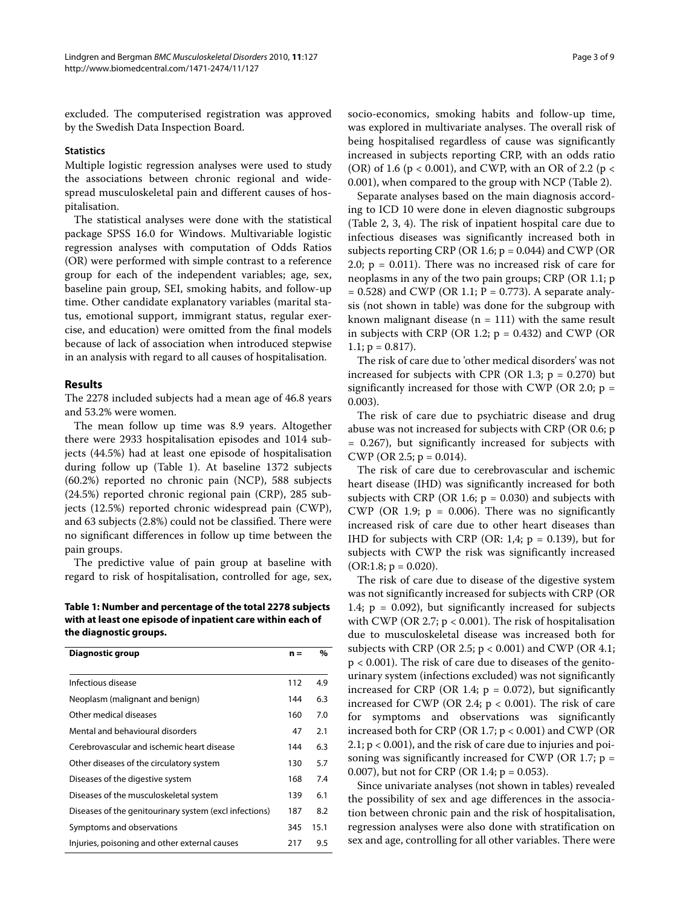excluded. The computerised registration was approved by the Swedish Data Inspection Board.

### Statistics

Multiple logistic regression analyses were used to study the associations between chronic regional and widespread musculoskeletal pain and different causes of hospitalisation.

The statistical analyses were done with the statistical package SPSS 16.0 for Windows. Multivariable logistic regression analyses with computation of Odds Ratios (OR) were performed with simple contrast to a reference group for each of the independent variables; age, sex, baseline pain group, SEI, smoking habits, and follow-up time. Other candidate explanatory variables (marital status, emotional support, immigrant status, regular exercise, and education) were omitted from the final models because of lack of association when introduced stepwise in an analysis with regard to all causes of hospitalisation.

## Results

The 2278 included subjects had a mean age of 46.8 years and 53.2% were women.

The mean follow up time was 8.9 years. Altogether there were 2933 hospitalisation episodes and 1014 subjects (44.5%) had at least one episode of hospitalisation during follow up (Table 1). At baseline 1372 subjects (60.2%) reported no chronic pain (NCP), 588 subjects (24.5%) reported chronic regional pain (CRP), 285 subjects (12.5%) reported chronic widespread pain (CWP), and 63 subjects (2.8%) could not be classified. There were no significant differences in follow up time between the pain groups.

The predictive value of pain group at baseline with regard to risk of hospitalisation, controlled for age, sex, socio-economics, smoking habits and follow-up time, was explored in multivariate analyses. The overall risk of being hospitalised regardless of cause was significantly increased in subjects reporting CRP, with an odds ratio (OR) of 1.6 ($p < 0.001$), and CWP, with an OR of 2.2 ($p < 0.001$), when compared to the group with NCP (Table 2).

Separate analyses based on the main diagnosis according to ICD 10 were done in eleven diagnostic subgroups (Table 2, 3, 4). The risk of inpatient hospital care due to infectious diseases was significantly increased both in subjects reporting CRP (OR 1.6; $p = 0.044$) and CWP (OR 2.0; $p = 0.011$). There was no increased risk of care for neoplasms in any of the two pain groups; CRP (OR 1.1; $p = 0.528$) and CWP (OR 1.1; $P = 0.773$). A separate analysis (not shown in table) was done for the subgroup with known malignant disease (n = 111) with the same result in subjects with CRP (OR 1.2; $p = 0.432$) and CWP (OR 1.1; $p = 0.817$).

The risk of care due to 'other medical disorders' was not increased for subjects with CPR (OR 1.3; $p = 0.270$) but significantly increased for those with CWP (OR 2.0; $p = 0.003$).

The risk of care due to psychiatric disease and drug abuse was not increased for subjects with CRP (OR 0.6; $p = 0.267$), but significantly increased for subjects with CWP (OR 2.5; $p = 0.014$).

The risk of care due to cerebrovascular and ischemic heart disease (IHD) was significantly increased for both subjects with CRP (OR 1.6; $p = 0.030$) and subjects with CWP (OR 1.9; $p = 0.006$). There was no significantly increased risk of care due to other heart diseases than IHD for subjects with CRP (OR: 1,4; $p = 0.139$), but for subjects with CWP the risk was significantly increased (OR:1.8; $p = 0.020$).

The risk of care due to disease of the digestive system was not significantly increased for subjects with CRP (OR 1.4; $p = 0.092$), but significantly increased for subjects with CWP (OR 2.7; $p < 0.001$). The risk of hospitalisation due to musculoskeletal disease was increased both for subjects with CRP (OR 2.5; $p < 0.001$) and CWP (OR 4.1; $p < 0.001$). The risk of care due to diseases of the genitourinary system (infections excluded) was not significantly increased for CRP (OR 1.4; $p = 0.072$), but significantly increased for CWP (OR 2.4; $p < 0.001$). The risk of care for symptoms and observations was significantly increased both for CRP (OR 1.7; $p < 0.001$) and CWP (OR 2.1; $p < 0.001$), and the risk of care due to injuries and poisoning was significantly increased for CWP (OR 1.7; $p = 0.007$), but not for CRP (OR 1.4; $p = 0.053$).

Since univariate analyses (not shown in tables) revealed the possibility of sex and age differences in the association between chronic pain and the risk of hospitalisation, regression analyses were also done with stratification on sex and age, controlling for all other variables. There were

**Table 1: Number and percentage of the total 2278 subjects with at least one episode of inpatient care within each of the diagnostic groups.**

| Diagnostic group | n = | % |
|---|---|---|
| Infectious disease | 112 | 4.9 |
| Neoplasm (malignant and benign) | 144 | 6.3 |
| Other medical diseases | 160 | 7.0 |
| Mental and behavioural disorders | 47 | 2.1 |
| Cerebrovascular and ischemic heart disease | 144 | 6.3 |
| Other diseases of the circulatory system | 130 | 5.7 |
| Diseases of the digestive system | 168 | 7.4 |
| Diseases of the musculoskeletal system | 139 | 6.1 |
| Diseases of the genitourinary system (excl infections) | 187 | 8.2 |
| Symptoms and observations | 345 | 15.1 |
| Injuries, poisoning and other external causes | 217 | 9.5 |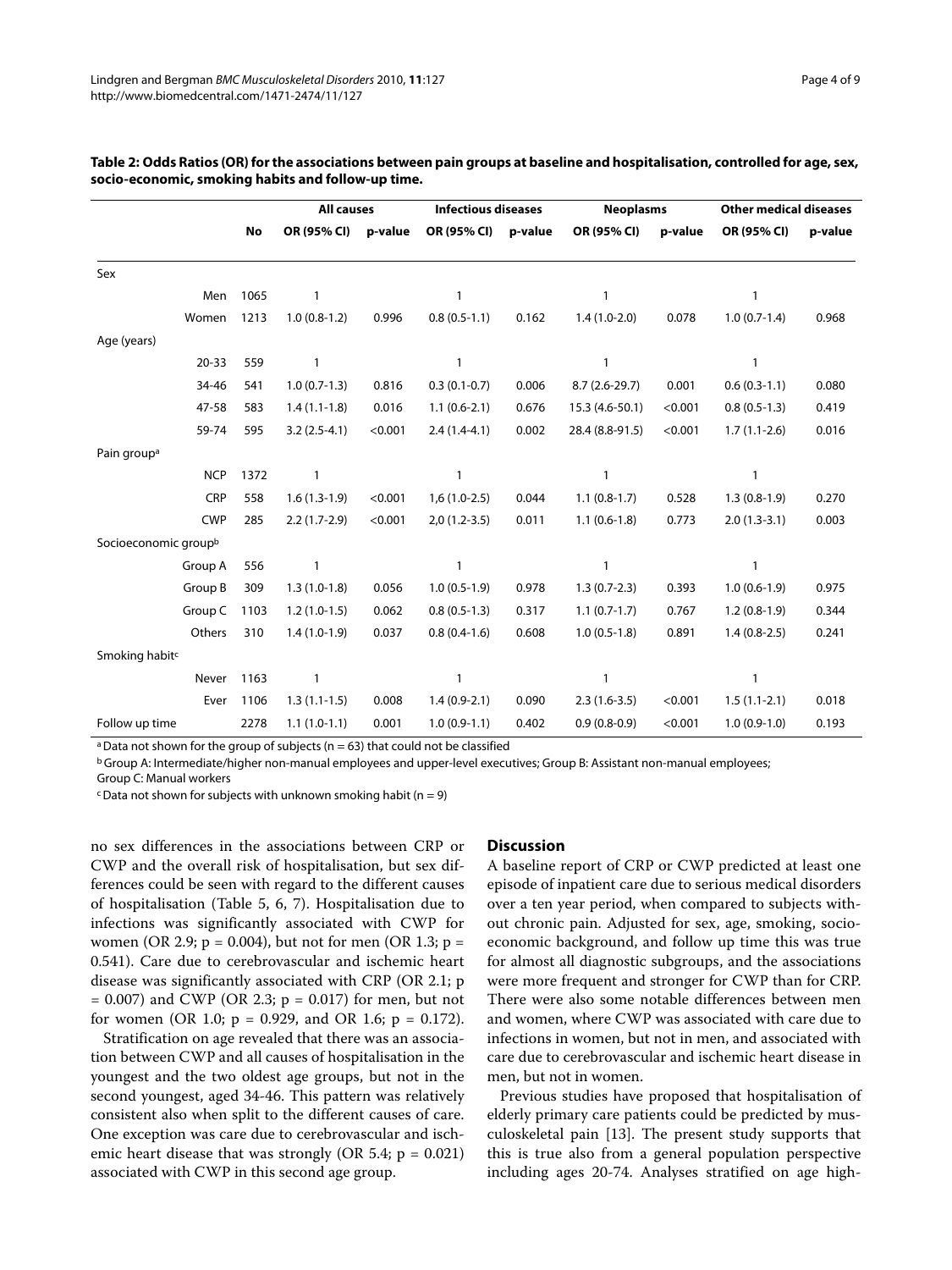**Table 2: Odds Ratios (OR) for the associations between pain groups at baseline and hospitalisation, controlled for age, sex, socio-economic, smoking habits and follow-up time.**

| | | | All causes | | Infectious diseases | | Neoplasms | | Other medical diseases | |
|---|---|---|---|---|---|---|---|---|---|---|
| | | No | OR (95% CI) | p-value | OR (95% CI) | p-value | OR (95% CI) | p-value | OR (95% CI) | p-value |
| Sex | | | | | | | | | | |
| | Men | 1065 | 1 | | 1 | | 1 | | 1 | |
| | Women | 1213 | 1.0 (0.8-1.2) | 0.996 | 0.8 (0.5-1.1) | 0.162 | 1.4 (1.0-2.0) | 0.078 | 1.0 (0.7-1.4) | 0.968 |
| Age (years) | | | | | | | | | | |
| | 20-33 | 559 | 1 | | 1 | | 1 | | 1 | |
| | 34-46 | 541 | 1.0 (0.7-1.3) | 0.816 | 0.3 (0.1-0.7) | 0.006 | 8.7 (2.6-29.7) | 0.001 | 0.6 (0.3-1.1) | 0.080 |
| | 47-58 | 583 | 1.4 (1.1-1.8) | 0.016 | 1.1 (0.6-2.1) | 0.676 | 15.3 (4.6-50.1) | <0.001 | 0.8 (0.5-1.3) | 0.419 |
| | 59-74 | 595 | 3.2 (2.5-4.1) | <0.001 | 2.4 (1.4-4.1) | 0.002 | 28.4 (8.8-91.5) | <0.001 | 1.7 (1.1-2.6) | 0.016 |
| Pain group[a] | | | | | | | | | | |
| | NCP | 1372 | 1 | | 1 | | 1 | | 1 | |
| | CRP | 558 | 1.6 (1.3-1.9) | <0.001 | 1,6 (1.0-2.5) | 0.044 | 1.1 (0.8-1.7) | 0.528 | 1.3 (0.8-1.9) | 0.270 |
| | CWP | 285 | 2.2 (1.7-2.9) | <0.001 | 2,0 (1.2-3.5) | 0.011 | 1.1 (0.6-1.8) | 0.773 | 2.0 (1.3-3.1) | 0.003 |
| Socioeconomic group[b] | | | | | | | | | | |
| | Group A | 556 | 1 | | 1 | | 1 | | 1 | |
| | Group B | 309 | 1.3 (1.0-1.8) | 0.056 | 1.0 (0.5-1.9) | 0.978 | 1.3 (0.7-2.3) | 0.393 | 1.0 (0.6-1.9) | 0.975 |
| | Group C | 1103 | 1.2 (1.0-1.5) | 0.062 | 0.8 (0.5-1.3) | 0.317 | 1.1 (0.7-1.7) | 0.767 | 1.2 (0.8-1.9) | 0.344 |
| | Others | 310 | 1.4 (1.0-1.9) | 0.037 | 0.8 (0.4-1.6) | 0.608 | 1.0 (0.5-1.8) | 0.891 | 1.4 (0.8-2.5) | 0.241 |
| Smoking habit[c] | | | | | | | | | | |
| | Never | 1163 | 1 | | 1 | | 1 | | 1 | |
| | Ever | 1106 | 1.3 (1.1-1.5) | 0.008 | 1.4 (0.9-2.1) | 0.090 | 2.3 (1.6-3.5) | <0.001 | 1.5 (1.1-2.1) | 0.018 |
| Follow up time | | 2278 | 1.1 (1.0-1.1) | 0.001 | 1.0 (0.9-1.1) | 0.402 | 0.9 (0.8-0.9) | <0.001 | 1.0 (0.9-1.0) | 0.193 |

[a] Data not shown for the group of subjects (n = 63) that could not be classified

[b] Group A: Intermediate/higher non-manual employees and upper-level executives; Group B: Assistant non-manual employees; Group C: Manual workers

[c] Data not shown for subjects with unknown smoking habit (n = 9)

no sex differences in the associations between CRP or CWP and the overall risk of hospitalisation, but sex differences could be seen with regard to the different causes of hospitalisation (Table 5, 6, 7). Hospitalisation due to infections was significantly associated with CWP for women (OR 2.9; $p = 0.004$), but not for men (OR 1.3; $p = 0.541$). Care due to cerebrovascular and ischemic heart disease was significantly associated with CRP (OR 2.1; $p = 0.007$) and CWP (OR 2.3; $p = 0.017$) for men, but not for women (OR 1.0; $p = 0.929$, and OR 1.6; $p = 0.172$).

Stratification on age revealed that there was an association between CWP and all causes of hospitalisation in the youngest and the two oldest age groups, but not in the second youngest, aged 34-46. This pattern was relatively consistent also when split to the different causes of care. One exception was care due to cerebrovascular and ischemic heart disease that was strongly (OR 5.4; $p = 0.021$) associated with CWP in this second age group.

## Discussion

A baseline report of CRP or CWP predicted at least one episode of inpatient care due to serious medical disorders over a ten year period, when compared to subjects without chronic pain. Adjusted for sex, age, smoking, socioeconomic background, and follow up time this was true for almost all diagnostic subgroups, and the associations were more frequent and stronger for CWP than for CRP. There were also some notable differences between men and women, where CWP was associated with care due to infections in women, but not in men, and associated with care due to cerebrovascular and ischemic heart disease in men, but not in women.

Previous studies have proposed that hospitalisation of elderly primary care patients could be predicted by musculoskeletal pain [13]. The present study supports that this is true also from a general population perspective including ages 20-74. Analyses stratified on age high-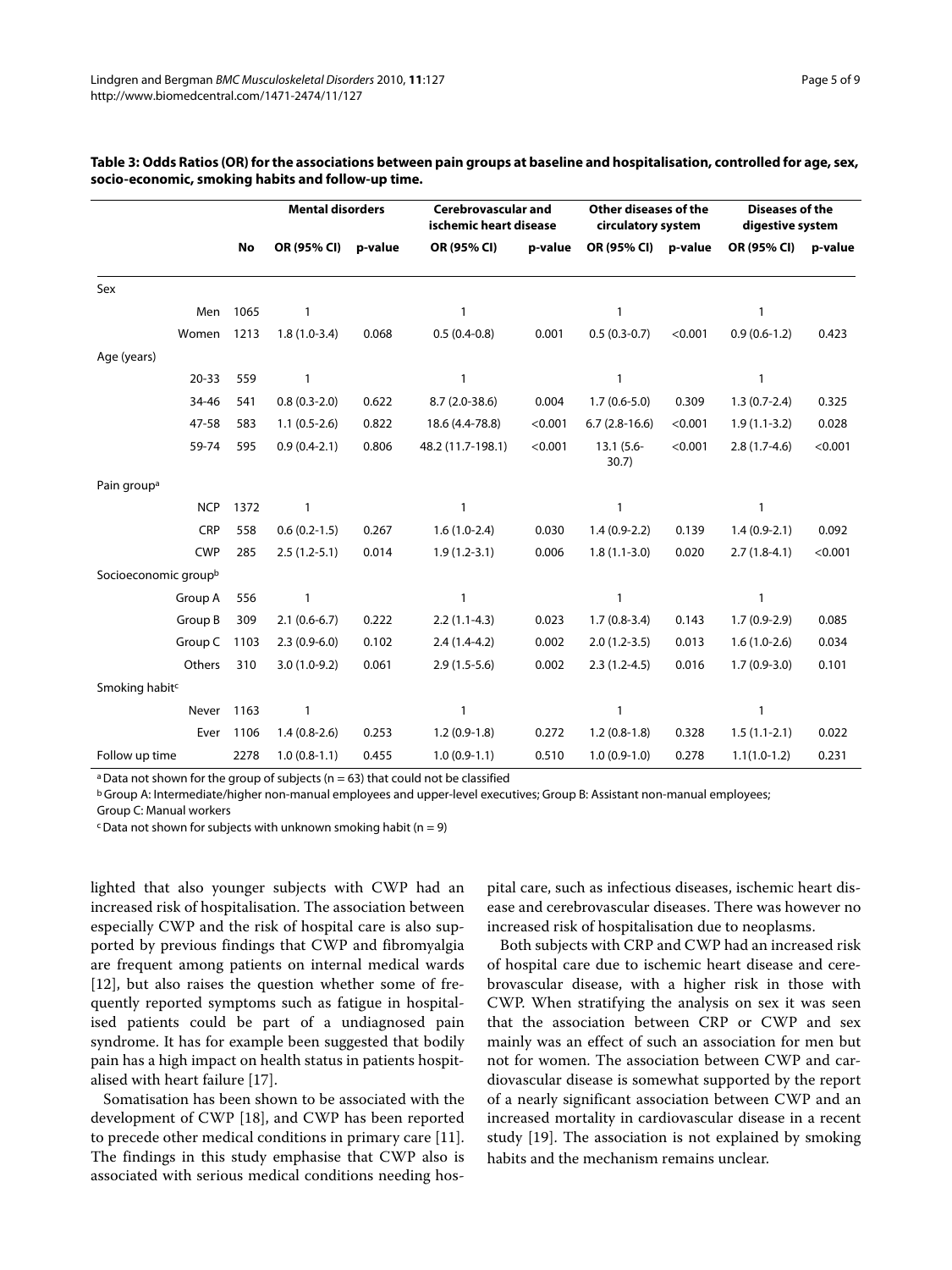**Table 3: Odds Ratios (OR) for the associations between pain groups at baseline and hospitalisation, controlled for age, sex, socio-economic, smoking habits and follow-up time.**

| | | Mental disorders | | Cerebrovascular and ischemic heart disease | | Other diseases of the circulatory system | | Diseases of the digestive system | |
|---|---|---|---|---|---|---|---|---|---|
| | No | OR (95% CI) | p-value | OR (95% CI) | p-value | OR (95% CI) | p-value | OR (95% CI) | p-value |
| Sex | | | | | | | | | |
| Men | 1065 | 1 | | 1 | | 1 | | 1 | |
| Women | 1213 | 1.8 (1.0-3.4) | 0.068 | 0.5 (0.4-0.8) | 0.001 | 0.5 (0.3-0.7) | <0.001 | 0.9 (0.6-1.2) | 0.423 |
| Age (years) | | | | | | | | | |
| 20-33 | 559 | 1 | | 1 | | 1 | | 1 | |
| 34-46 | 541 | 0.8 (0.3-2.0) | 0.622 | 8.7 (2.0-38.6) | 0.004 | 1.7 (0.6-5.0) | 0.309 | 1.3 (0.7-2.4) | 0.325 |
| 47-58 | 583 | 1.1 (0.5-2.6) | 0.822 | 18.6 (4.4-78.8) | <0.001 | 6.7 (2.8-16.6) | <0.001 | 1.9 (1.1-3.2) | 0.028 |
| 59-74 | 595 | 0.9 (0.4-2.1) | 0.806 | 48.2 (11.7-198.1) | <0.001 | 13.1 (5.6-30.7) | <0.001 | 2.8 (1.7-4.6) | <0.001 |
| Pain group[a] | | | | | | | | | |
| NCP | 1372 | 1 | | 1 | | 1 | | 1 | |
| CRP | 558 | 0.6 (0.2-1.5) | 0.267 | 1.6 (1.0-2.4) | 0.030 | 1.4 (0.9-2.2) | 0.139 | 1.4 (0.9-2.1) | 0.092 |
| CWP | 285 | 2.5 (1.2-5.1) | 0.014 | 1.9 (1.2-3.1) | 0.006 | 1.8 (1.1-3.0) | 0.020 | 2.7 (1.8-4.1) | <0.001 |
| Socioeconomic group[b] | | | | | | | | | |
| Group A | 556 | 1 | | 1 | | 1 | | 1 | |
| Group B | 309 | 2.1 (0.6-6.7) | 0.222 | 2.2 (1.1-4.3) | 0.023 | 1.7 (0.8-3.4) | 0.143 | 1.7 (0.9-2.9) | 0.085 |
| Group C | 1103 | 2.3 (0.9-6.0) | 0.102 | 2.4 (1.4-4.2) | 0.002 | 2.0 (1.2-3.5) | 0.013 | 1.6 (1.0-2.6) | 0.034 |
| Others | 310 | 3.0 (1.0-9.2) | 0.061 | 2.9 (1.5-5.6) | 0.002 | 2.3 (1.2-4.5) | 0.016 | 1.7 (0.9-3.0) | 0.101 |
| Smoking habit[c] | | | | | | | | | |
| Never | 1163 | 1 | | 1 | | 1 | | 1 | |
| Ever | 1106 | 1.4 (0.8-2.6) | 0.253 | 1.2 (0.9-1.8) | 0.272 | 1.2 (0.8-1.8) | 0.328 | 1.5 (1.1-2.1) | 0.022 |
| Follow up time | 2278 | 1.0 (0.8-1.1) | 0.455 | 1.0 (0.9-1.1) | 0.510 | 1.0 (0.9-1.0) | 0.278 | 1.1(1.0-1.2) | 0.231 |

[a] Data not shown for the group of subjects (n = 63) that could not be classified

[b] Group A: Intermediate/higher non-manual employees and upper-level executives; Group B: Assistant non-manual employees; Group C: Manual workers

[c] Data not shown for subjects with unknown smoking habit (n = 9)

lighted that also younger subjects with CWP had an increased risk of hospitalisation. The association between especially CWP and the risk of hospital care is also supported by previous findings that CWP and fibromyalgia are frequent among patients on internal medical wards [12], but also raises the question whether some of frequently reported symptoms such as fatigue in hospitalised patients could be part of a undiagnosed pain syndrome. It has for example been suggested that bodily pain has a high impact on health status in patients hospitalised with heart failure [17].

Somatisation has been shown to be associated with the development of CWP [18], and CWP has been reported to precede other medical conditions in primary care [11]. The findings in this study emphasise that CWP also is associated with serious medical conditions needing hospital care, such as infectious diseases, ischemic heart disease and cerebrovascular diseases. There was however no increased risk of hospitalisation due to neoplasms.

Both subjects with CRP and CWP had an increased risk of hospital care due to ischemic heart disease and cerebrovascular disease, with a higher risk in those with CWP. When stratifying the analysis on sex it was seen that the association between CRP or CWP and sex mainly was an effect of such an association for men but not for women. The association between CWP and cardiovascular disease is somewhat supported by the report of a nearly significant association between CWP and an increased mortality in cardiovascular disease in a recent study [19]. The association is not explained by smoking habits and the mechanism remains unclear.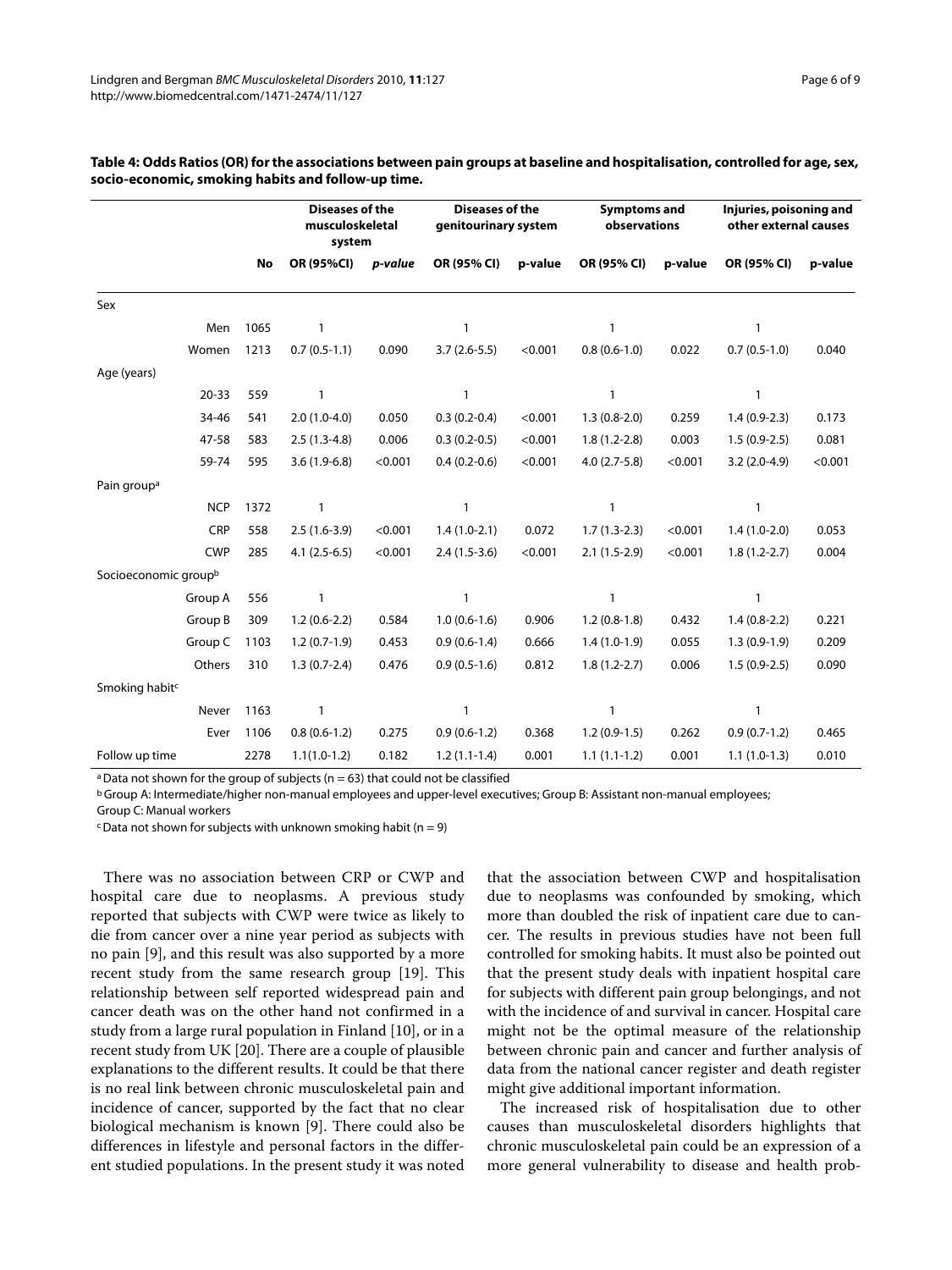**Table 4: Odds Ratios (OR) for the associations between pain groups at baseline and hospitalisation, controlled for age, sex, socio-economic, smoking habits and follow-up time.**

| | | | Diseases of the musculoskeletal system | | Diseases of the genitourinary system | | Symptoms and observations | | Injuries, poisoning and other external causes | |
|---|---|---|---|---|---|---|---|---|---|---|
| | | No | OR (95%CI) | *p-value* | OR (95% CI) | p-value | OR (95% CI) | p-value | OR (95% CI) | p-value |
| Sex | | | | | | | | | | |
| | Men | 1065 | 1 | | 1 | | 1 | | 1 | |
| | Women | 1213 | 0.7 (0.5-1.1) | 0.090 | 3.7 (2.6-5.5) | <0.001 | 0.8 (0.6-1.0) | 0.022 | 0.7 (0.5-1.0) | 0.040 |
| Age (years) | | | | | | | | | | |
| | 20-33 | 559 | 1 | | 1 | | 1 | | 1 | |
| | 34-46 | 541 | 2.0 (1.0-4.0) | 0.050 | 0.3 (0.2-0.4) | <0.001 | 1.3 (0.8-2.0) | 0.259 | 1.4 (0.9-2.3) | 0.173 |
| | 47-58 | 583 | 2.5 (1.3-4.8) | 0.006 | 0.3 (0.2-0.5) | <0.001 | 1.8 (1.2-2.8) | 0.003 | 1.5 (0.9-2.5) | 0.081 |
| | 59-74 | 595 | 3.6 (1.9-6.8) | <0.001 | 0.4 (0.2-0.6) | <0.001 | 4.0 (2.7-5.8) | <0.001 | 3.2 (2.0-4.9) | <0.001 |
| Pain group[a] | | | | | | | | | | |
| | NCP | 1372 | 1 | | 1 | | 1 | | 1 | |
| | CRP | 558 | 2.5 (1.6-3.9) | <0.001 | 1.4 (1.0-2.1) | 0.072 | 1.7 (1.3-2.3) | <0.001 | 1.4 (1.0-2.0) | 0.053 |
| | CWP | 285 | 4.1 (2.5-6.5) | <0.001 | 2.4 (1.5-3.6) | <0.001 | 2.1 (1.5-2.9) | <0.001 | 1.8 (1.2-2.7) | 0.004 |
| Socioeconomic group[b] | | | | | | | | | | |
| | Group A | 556 | 1 | | 1 | | 1 | | 1 | |
| | Group B | 309 | 1.2 (0.6-2.2) | 0.584 | 1.0 (0.6-1.6) | 0.906 | 1.2 (0.8-1.8) | 0.432 | 1.4 (0.8-2.2) | 0.221 |
| | Group C | 1103 | 1.2 (0.7-1.9) | 0.453 | 0.9 (0.6-1.4) | 0.666 | 1.4 (1.0-1.9) | 0.055 | 1.3 (0.9-1.9) | 0.209 |
| | Others | 310 | 1.3 (0.7-2.4) | 0.476 | 0.9 (0.5-1.6) | 0.812 | 1.8 (1.2-2.7) | 0.006 | 1.5 (0.9-2.5) | 0.090 |
| Smoking habit[c] | | | | | | | | | | |
| | Never | 1163 | 1 | | 1 | | 1 | | 1 | |
| | Ever | 1106 | 0.8 (0.6-1.2) | 0.275 | 0.9 (0.6-1.2) | 0.368 | 1.2 (0.9-1.5) | 0.262 | 0.9 (0.7-1.2) | 0.465 |
| Follow up time | | 2278 | 1.1(1.0-1.2) | 0.182 | 1.2 (1.1-1.4) | 0.001 | 1.1 (1.1-1.2) | 0.001 | 1.1 (1.0-1.3) | 0.010 |

[a] Data not shown for the group of subjects (n = 63) that could not be classified

[b] Group A: Intermediate/higher non-manual employees and upper-level executives; Group B: Assistant non-manual employees; Group C: Manual workers

[c] Data not shown for subjects with unknown smoking habit (n = 9)

There was no association between CRP or CWP and hospital care due to neoplasms. A previous study reported that subjects with CWP were twice as likely to die from cancer over a nine year period as subjects with no pain [9], and this result was also supported by a more recent study from the same research group [19]. This relationship between self reported widespread pain and cancer death was on the other hand not confirmed in a study from a large rural population in Finland [10], or in a recent study from UK [20]. There are a couple of plausible explanations to the different results. It could be that there is no real link between chronic musculoskeletal pain and incidence of cancer, supported by the fact that no clear biological mechanism is known [9]. There could also be differences in lifestyle and personal factors in the different studied populations. In the present study it was noted that the association between CWP and hospitalisation due to neoplasms was confounded by smoking, which more than doubled the risk of inpatient care due to cancer. The results in previous studies have not been full controlled for smoking habits. It must also be pointed out that the present study deals with inpatient hospital care for subjects with different pain group belongings, and not with the incidence of and survival in cancer. Hospital care might not be the optimal measure of the relationship between chronic pain and cancer and further analysis of data from the national cancer register and death register might give additional important information.

The increased risk of hospitalisation due to other causes than musculoskeletal disorders highlights that chronic musculoskeletal pain could be an expression of a more general vulnerability to disease and health prob-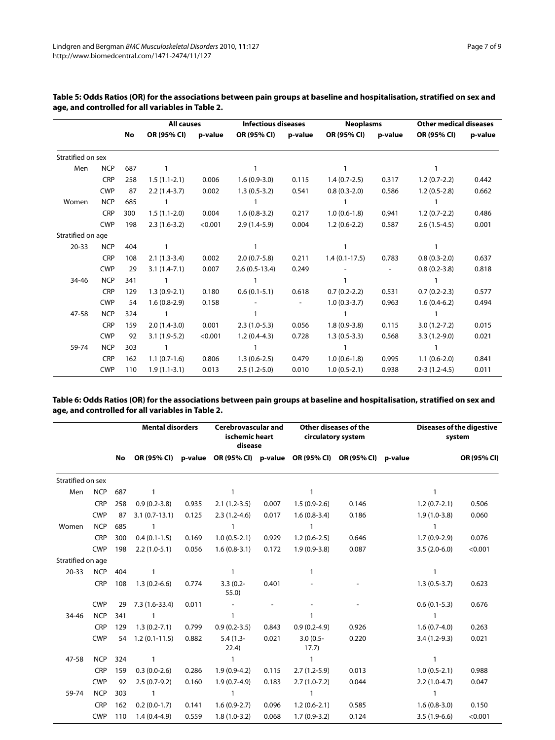**Table 5: Odds Ratios (OR) for the associations between pain groups at baseline and hospitalisation, stratified on sex and age, and controlled for all variables in Table 2.**

| | | | All causes | | Infectious diseases | | Neoplasms | | Other medical diseases | |
|---|---|---|---|---|---|---|---|---|---|---|
| | | No | OR (95% CI) | p-value | OR (95% CI) | p-value | OR (95% CI) | p-value | OR (95% CI) | p-value |
| Stratified on sex | | | | | | | | | | |
| Men | NCP | 687 | 1 | | 1 | | 1 | | 1 | |
| | CRP | 258 | 1.5 (1.1-2.1) | 0.006 | 1.6 (0.9-3.0) | 0.115 | 1.4 (0.7-2.5) | 0.317 | 1.2 (0.7-2.2) | 0.442 |
| | CWP | 87 | 2.2 (1.4-3.7) | 0.002 | 1.3 (0.5-3.2) | 0.541 | 0.8 (0.3-2.0) | 0.586 | 1.2 (0.5-2.8) | 0.662 |
| Women | NCP | 685 | 1 | | 1 | | 1 | | 1 | |
| | CRP | 300 | 1.5 (1.1-2.0) | 0.004 | 1.6 (0.8-3.2) | 0.217 | 1.0 (0.6-1.8) | 0.941 | 1.2 (0.7-2.2) | 0.486 |
| | CWP | 198 | 2.3 (1.6-3.2) | <0.001 | 2.9 (1.4-5.9) | 0.004 | 1.2 (0.6-2.2) | 0.587 | 2.6 (1.5-4.5) | 0.001 |
| Stratified on age | | | | | | | | | | |
| 20-33 | NCP | 404 | 1 | | 1 | | 1 | | 1 | |
| | CRP | 108 | 2.1 (1.3-3.4) | 0.002 | 2.0 (0.7-5.8) | 0.211 | 1.4 (0.1-17.5) | 0.783 | 0.8 (0.3-2.0) | 0.637 |
| | CWP | 29 | 3.1 (1.4-7.1) | 0.007 | 2.6 (0.5-13.4) | 0.249 | - | - | 0.8 (0.2-3.8) | 0.818 |
| 34-46 | NCP | 341 | 1 | | 1 | | 1 | | 1 | |
| | CRP | 129 | 1.3 (0.9-2.1) | 0.180 | 0.6 (0.1-5.1) | 0.618 | 0.7 (0.2-2.2) | 0.531 | 0.7 (0.2-2.3) | 0.577 |
| | CWP | 54 | 1.6 (0.8-2.9) | 0.158 | - | - | 1.0 (0.3-3.7) | 0.963 | 1.6 (0.4-6.2) | 0.494 |
| 47-58 | NCP | 324 | 1 | | 1 | | 1 | | 1 | |
| | CRP | 159 | 2.0 (1.4-3.0) | 0.001 | 2.3 (1.0-5.3) | 0.056 | 1.8 (0.9-3.8) | 0.115 | 3.0 (1.2-7.2) | 0.015 |
| | CWP | 92 | 3.1 (1.9-5.2) | <0.001 | 1.2 (0.4-4.3) | 0.728 | 1.3 (0.5-3.3) | 0.568 | 3.3 (1.2-9.0) | 0.021 |
| 59-74 | NCP | 303 | 1 | | 1 | | 1 | | 1 | |
| | CRP | 162 | 1.1 (0.7-1.6) | 0.806 | 1.3 (0.6-2.5) | 0.479 | 1.0 (0.6-1.8) | 0.995 | 1.1 (0.6-2.0) | 0.841 |
| | CWP | 110 | 1.9 (1.1-3.1) | 0.013 | 2.5 (1.2-5.0) | 0.010 | 1.0 (0.5-2.1) | 0.938 | 2-3 (1.2-4.5) | 0.011 |

**Table 6: Odds Ratios (OR) for the associations between pain groups at baseline and hospitalisation, stratified on sex and age, and controlled for all variables in Table 2.**

| | | | Mental disorders | | Cerebrovascular and ischemic heart disease | | Other diseases of the circulatory system | | Diseases of the digestive system | |
|---|---|---|---|---|---|---|---|---|---|---|
| | | No | OR (95% CI) | p-value | OR (95% CI) | p-value | OR (95% CI) | p-value | OR (95% CI) | p-value |
| Stratified on sex | | | | | | | | | | |
| Men | NCP | 687 | 1 | | 1 | | 1 | | 1 | |
| | CRP | 258 | 0.9 (0.2-3.8) | 0.935 | 2.1 (1.2-3.5) | 0.007 | 1.5 (0.9-2.6) | 0.146 | 1.2 (0.7-2.1) | 0.506 |
| | CWP | 87 | 3.1 (0.7-13.1) | 0.125 | 2.3 (1.2-4.6) | 0.017 | 1.6 (0.8-3.4) | 0.186 | 1.9 (1.0-3.8) | 0.060 |
| Women | NCP | 685 | 1 | | 1 | | 1 | | 1 | |
| | CRP | 300 | 0.4 (0.1-1.5) | 0.169 | 1.0 (0.5-2.1) | 0.929 | 1.2 (0.6-2.5) | 0.646 | 1.7 (0.9-2.9) | 0.076 |
| | CWP | 198 | 2.2 (1.0-5.1) | 0.056 | 1.6 (0.8-3.1) | 0.172 | 1.9 (0.9-3.8) | 0.087 | 3.5 (2.0-6.0) | <0.001 |
| Stratified on age | | | | | | | | | | |
| 20-33 | NCP | 404 | 1 | | 1 | | 1 | | 1 | |
| | CRP | 108 | 1.3 (0.2-6.6) | 0.774 | 3.3 (0.2-55.0) | 0.401 | - | - | 1.3 (0.5-3.7) | 0.623 |
| | CWP | 29 | 7.3 (1.6-33.4) | 0.011 | - | - | - | - | 0.6 (0.1-5.3) | 0.676 |
| 34-46 | NCP | 341 | 1 | | 1 | | 1 | | 1 | |
| | CRP | 129 | 1.3 (0.2-7.1) | 0.799 | 0.9 (0.2-3.5) | 0.843 | 0.9 (0.2-4.9) | 0.926 | 1.6 (0.7-4.0) | 0.263 |
| | CWP | 54 | 1.2 (0.1-11.5) | 0.882 | 5.4 (1.3-22.4) | 0.021 | 3.0 (0.5-17.7) | 0.220 | 3.4 (1.2-9.3) | 0.021 |
| 47-58 | NCP | 324 | 1 | | 1 | | 1 | | 1 | |
| | CRP | 159 | 0.3 (0.0-2.6) | 0.286 | 1.9 (0.9-4.2) | 0.115 | 2.7 (1.2-5.9) | 0.013 | 1.0 (0.5-2.1) | 0.988 |
| | CWP | 92 | 2.5 (0.7-9.2) | 0.160 | 1.9 (0.7-4.9) | 0.183 | 2.7 (1.0-7.2) | 0.044 | 2.2 (1.0-4.7) | 0.047 |
| 59-74 | NCP | 303 | 1 | | 1 | | 1 | | 1 | |
| | CRP | 162 | 0.2 (0.0-1.7) | 0.141 | 1.6 (0.9-2.7) | 0.096 | 1.2 (0.6-2.1) | 0.585 | 1.6 (0.8-3.0) | 0.150 |
| | CWP | 110 | 1.4 (0.4-4.9) | 0.559 | 1.8 (1.0-3.2) | 0.068 | 1.7 (0.9-3.2) | 0.124 | 3.5 (1.9-6.6) | <0.001 |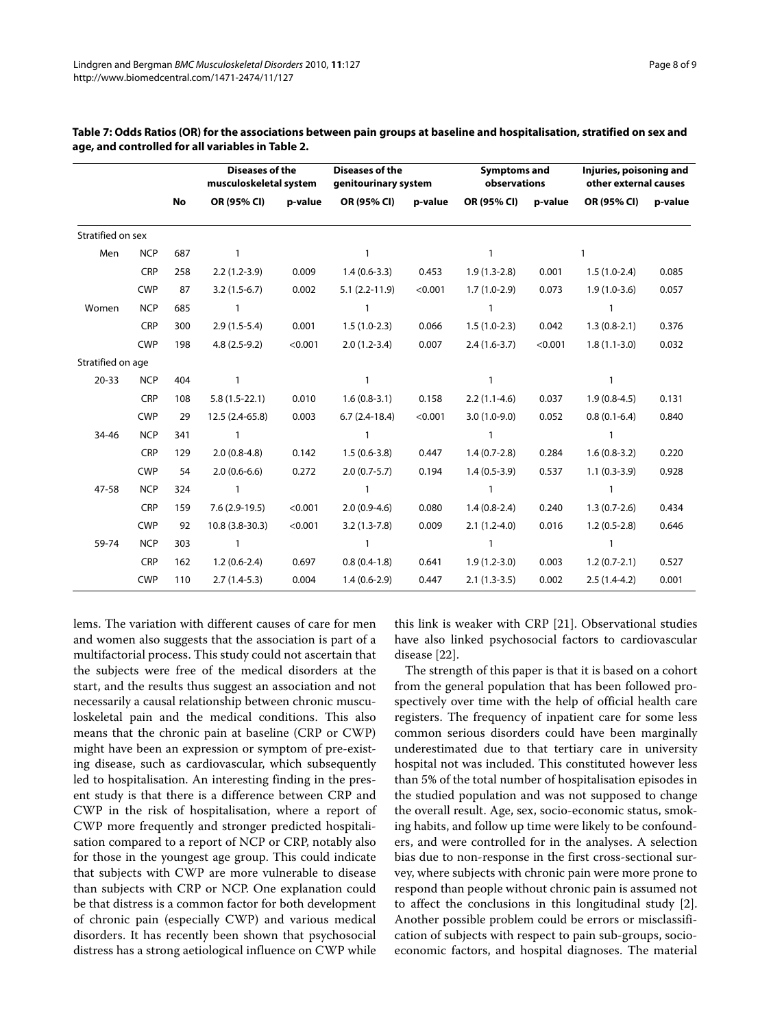**Table 7: Odds Ratios (OR) for the associations between pain groups at baseline and hospitalisation, stratified on sex and age, and controlled for all variables in Table 2.**

| | | | Diseases of the musculoskeletal system | | Diseases of the genitourinary system | | Symptoms and observations | | Injuries, poisoning and other external causes | |
|---|---|---|---|---|---|---|---|---|---|---|
| | | No | OR (95% CI) | p-value | OR (95% CI) | p-value | OR (95% CI) | p-value | OR (95% CI) | p-value |
| Stratified on sex | | | | | | | | | | |
| Men | NCP | 687 | 1 | | 1 | | 1 | | 1 | |
| | CRP | 258 | 2.2 (1.2-3.9) | 0.009 | 1.4 (0.6-3.3) | 0.453 | 1.9 (1.3-2.8) | 0.001 | 1.5 (1.0-2.4) | 0.085 |
| | CWP | 87 | 3.2 (1.5-6.7) | 0.002 | 5.1 (2.2-11.9) | <0.001 | 1.7 (1.0-2.9) | 0.073 | 1.9 (1.0-3.6) | 0.057 |
| Women | NCP | 685 | 1 | | 1 | | 1 | | 1 | |
| | CRP | 300 | 2.9 (1.5-5.4) | 0.001 | 1.5 (1.0-2.3) | 0.066 | 1.5 (1.0-2.3) | 0.042 | 1.3 (0.8-2.1) | 0.376 |
| | CWP | 198 | 4.8 (2.5-9.2) | <0.001 | 2.0 (1.2-3.4) | 0.007 | 2.4 (1.6-3.7) | <0.001 | 1.8 (1.1-3.0) | 0.032 |
| Stratified on age | | | | | | | | | | |
| 20-33 | NCP | 404 | 1 | | 1 | | 1 | | 1 | |
| | CRP | 108 | 5.8 (1.5-22.1) | 0.010 | 1.6 (0.8-3.1) | 0.158 | 2.2 (1.1-4.6) | 0.037 | 1.9 (0.8-4.5) | 0.131 |
| | CWP | 29 | 12.5 (2.4-65.8) | 0.003 | 6.7 (2.4-18.4) | <0.001 | 3.0 (1.0-9.0) | 0.052 | 0.8 (0.1-6.4) | 0.840 |
| 34-46 | NCP | 341 | 1 | | 1 | | 1 | | 1 | |
| | CRP | 129 | 2.0 (0.8-4.8) | 0.142 | 1.5 (0.6-3.8) | 0.447 | 1.4 (0.7-2.8) | 0.284 | 1.6 (0.8-3.2) | 0.220 |
| | CWP | 54 | 2.0 (0.6-6.6) | 0.272 | 2.0 (0.7-5.7) | 0.194 | 1.4 (0.5-3.9) | 0.537 | 1.1 (0.3-3.9) | 0.928 |
| 47-58 | NCP | 324 | 1 | | 1 | | 1 | | 1 | |
| | CRP | 159 | 7.6 (2.9-19.5) | <0.001 | 2.0 (0.9-4.6) | 0.080 | 1.4 (0.8-2.4) | 0.240 | 1.3 (0.7-2.6) | 0.434 |
| | CWP | 92 | 10.8 (3.8-30.3) | <0.001 | 3.2 (1.3-7.8) | 0.009 | 2.1 (1.2-4.0) | 0.016 | 1.2 (0.5-2.8) | 0.646 |
| 59-74 | NCP | 303 | 1 | | 1 | | 1 | | 1 | |
| | CRP | 162 | 1.2 (0.6-2.4) | 0.697 | 0.8 (0.4-1.8) | 0.641 | 1.9 (1.2-3.0) | 0.003 | 1.2 (0.7-2.1) | 0.527 |
| | CWP | 110 | 2.7 (1.4-5.3) | 0.004 | 1.4 (0.6-2.9) | 0.447 | 2.1 (1.3-3.5) | 0.002 | 2.5 (1.4-4.2) | 0.001 |

lems. The variation with different causes of care for men and women also suggests that the association is part of a multifactorial process. This study could not ascertain that the subjects were free of the medical disorders at the start, and the results thus suggest an association and not necessarily a causal relationship between chronic musculoskeletal pain and the medical conditions. This also means that the chronic pain at baseline (CRP or CWP) might have been an expression or symptom of pre-existing disease, such as cardiovascular, which subsequently led to hospitalisation. An interesting finding in the present study is that there is a difference between CRP and CWP in the risk of hospitalisation, where a report of CWP more frequently and stronger predicted hospitalisation compared to a report of NCP or CRP, notably also for those in the youngest age group. This could indicate that subjects with CWP are more vulnerable to disease than subjects with CRP or NCP. One explanation could be that distress is a common factor for both development of chronic pain (especially CWP) and various medical disorders. It has recently been shown that psychosocial distress has a strong aetiological influence on CWP while this link is weaker with CRP [21]. Observational studies have also linked psychosocial factors to cardiovascular disease [22].

The strength of this paper is that it is based on a cohort from the general population that has been followed prospectively over time with the help of official health care registers. The frequency of inpatient care for some less common serious disorders could have been marginally underestimated due to that tertiary care in university hospital not was included. This constituted however less than 5% of the total number of hospitalisation episodes in the studied population and was not supposed to change the overall result. Age, sex, socio-economic status, smoking habits, and follow up time were likely to be confounders, and were controlled for in the analyses. A selection bias due to non-response in the first cross-sectional survey, where subjects with chronic pain were more prone to respond than people without chronic pain is assumed not to affect the conclusions in this longitudinal study [2]. Another possible problem could be errors or misclassification of subjects with respect to pain sub-groups, socio-economic factors, and hospital diagnoses. The material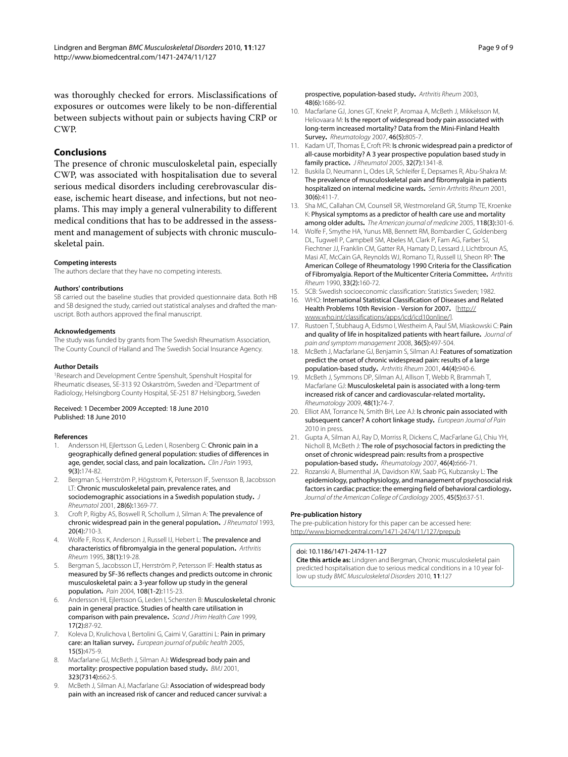was thoroughly checked for errors. Misclassifications of exposures or outcomes were likely to be non-differential between subjects without pain or subjects having CRP or CWP.

## Conclusions

The presence of chronic musculoskeletal pain, especially CWP, was associated with hospitalisation due to several serious medical disorders including cerebrovascular disease, ischemic heart disease, and infections, but not neoplams. This may imply a general vulnerability to different medical conditions that has to be addressed in the assessment and management of subjects with chronic musculoskeletal pain.

#### Competing interests

The authors declare that they have no competing interests.

#### Authors' contributions

SB carried out the baseline studies that provided questionnaire data. Both HB and SB designed the study, carried out statistical analyses and drafted the manuscript. Both authors approved the final manuscript.

#### Acknowledgements

The study was funded by grants from The Swedish Rheumatism Association, The County Council of Halland and The Swedish Social Insurance Agency.

#### Author Details

[1]Research and Development Centre Spenshult, Spenshult Hospital for Rheumatic diseases, SE-313 92 Oskarström, Sweden and [2]Department of Radiology, Helsingborg County Hospital, SE-251 87 Helsingborg, Sweden

Received: 1 December 2009 Accepted: 18 June 2010
Published: 18 June 2010

#### References

1. Andersson HI, Ejlertsson G, Leden I, Rosenberg C: **Chronic pain in a geographically defined general population: studies of differences in age, gender, social class, and pain localization.** *Clin J Pain* 1993, **9(3):**174-82.
2. Bergman S, Herrström P, Högstrom K, Petersson IF, Svensson B, Jacobsson LT: **Chronic musculoskeletal pain, prevalence rates, and sociodemographic associations in a Swedish population study.** *J Rheumatol* 2001, **28(6):**1369-77.
3. Croft P, Rigby AS, Boswell R, Schollum J, Silman A: **The prevalence of chronic widespread pain in the general population.** *J Rheumatol* 1993, **20(4):**710-3.
4. Wolfe F, Ross K, Anderson J, Russell IJ, Hebert L: **The prevalence and characteristics of fibromyalgia in the general population.** *Arthritis Rheum* 1995, **38(1):**19-28.
5. Bergman S, Jacobsson LT, Herrström P, Petersson IF: **Health status as measured by SF-36 reflects changes and predicts outcome in chronic musculoskeletal pain: a 3-year follow up study in the general population.** *Pain* 2004, **108(1-2):**115-23.
6. Andersson HI, Ejlertsson G, Leden I, Schersten B: **Musculoskeletal chronic pain in general practice. Studies of health care utilisation in comparison with pain prevalence.** *Scand J Prim Health Care* 1999, **17(2):**87-92.
7. Koleva D, Krulichova I, Bertolini G, Caimi V, Garattini L: **Pain in primary care: an Italian survey.** *European journal of public health* 2005, **15(5):**475-9.
8. Macfarlane GJ, McBeth J, Silman AJ: **Widespread body pain and mortality: prospective population based study.** *BMJ* 2001, **323(7314):**662-5.
9. McBeth J, Silman AJ, Macfarlane GJ: **Association of widespread body pain with an increased risk of cancer and reduced cancer survival: a prospective, population-based study.** *Arthritis Rheum* 2003, **48(6):**1686-92.
10. Macfarlane GJ, Jones GT, Knekt P, Aromaa A, McBeth J, Mikkelsson M, Heliovaara M: **Is the report of widespread body pain associated with long-term increased mortality? Data from the Mini-Finland Health Survey.** *Rheumatology* 2007, **46(5):**805-7.
11. Kadam UT, Thomas E, Croft PR: **Is chronic widespread pain a predictor of all-cause morbidity? A 3 year prospective population based study in family practice.** *J Rheumatol* 2005, **32(7):**1341-8.
12. Buskila D, Neumann L, Odes LR, Schleifer E, Depsames R, Abu-Shakra M: **The prevalence of musculoskeletal pain and fibromyalgia in patients hospitalized on internal medicine wards.** *Semin Arthritis Rheum* 2001, **30(6):**411-7.
13. Sha MC, Callahan CM, Counsell SR, Westmoreland GR, Stump TE, Kroenke K: **Physical symptoms as a predictor of health care use and mortality among older adults.** *The American journal of medicine* 2005, **118(3):**301-6.
14. Wolfe F, Smythe HA, Yunus MB, Bennett RM, Bombardier C, Goldenberg DL, Tugwell P, Campbell SM, Abeles M, Clark P, Fam AG, Farber SJ, Fiechtner JJ, Franklin CM, Gatter RA, Hamaty D, Lessard J, Lichtbroun AS, Masi AT, McCain GA, Reynolds WJ, Romano TJ, Russell IJ, Sheon RP: **The American College of Rheumatology 1990 Criteria for the Classification of Fibromyalgia. Report of the Multicenter Criteria Committee.** *Arthritis Rheum* 1990, **33(2):**160-72.
15. SCB: Swedish socioeconomic classification: Statistics Sweden; 1982.
16. WHO: **International Statistical Classification of Diseases and Related Health Problems 10th Revision - Version for 2007.** [http://www.who.int/classifications/apps/icd/icd10online/].
17. Rustoen T, Stubhaug A, Eidsmo I, Westheim A, Paul SM, Miaskowski C: **Pain and quality of life in hospitalized patients with heart failure.** *Journal of pain and symptom management* 2008, **36(5):**497-504.
18. McBeth J, Macfarlane GJ, Benjamin S, Silman AJ: **Features of somatization predict the onset of chronic widespread pain: results of a large population-based study.** *Arthritis Rheum* 2001, **44(4):**940-6.
19. McBeth J, Symmons DP, Silman AJ, Allison T, Webb R, Brammah T, Macfarlane GJ: **Musculoskeletal pain is associated with a long-term increased risk of cancer and cardiovascular-related mortality.** *Rheumatology* 2009, **48(1):**74-7.
20. Elliot AM, Torrance N, Smith BH, Lee AJ: **Is chronic pain associated with subsequent cancer? A cohort linkage study.** *European Journal of Pain* 2010 in press.
21. Gupta A, Silman AJ, Ray D, Morriss R, Dickens C, MacFarlane GJ, Chiu YH, Nicholl B, McBeth J: **The role of psychosocial factors in predicting the onset of chronic widespread pain: results from a prospective population-based study.** *Rheumatology* 2007, **46(4):**666-71.
22. Rozanski A, Blumenthal JA, Davidson KW, Saab PG, Kubzansky L: **The epidemiology, pathophysiology, and management of psychosocial risk factors in cardiac practice: the emerging field of behavioral cardiology.** *Journal of the American College of Cardiology* 2005, **45(5):**637-51.

#### Pre-publication history

The pre-publication history for this paper can be accessed here:
http://www.biomedcentral.com/1471-2474/11/127/prepub

doi: 10.1186/1471-2474-11-127
**Cite this article as:** Lindgren and Bergman, Chronic musculoskeletal pain predicted hospitalisation due to serious medical conditions in a 10 year follow up study *BMC Musculoskeletal Disorders* 2010, **11**:127